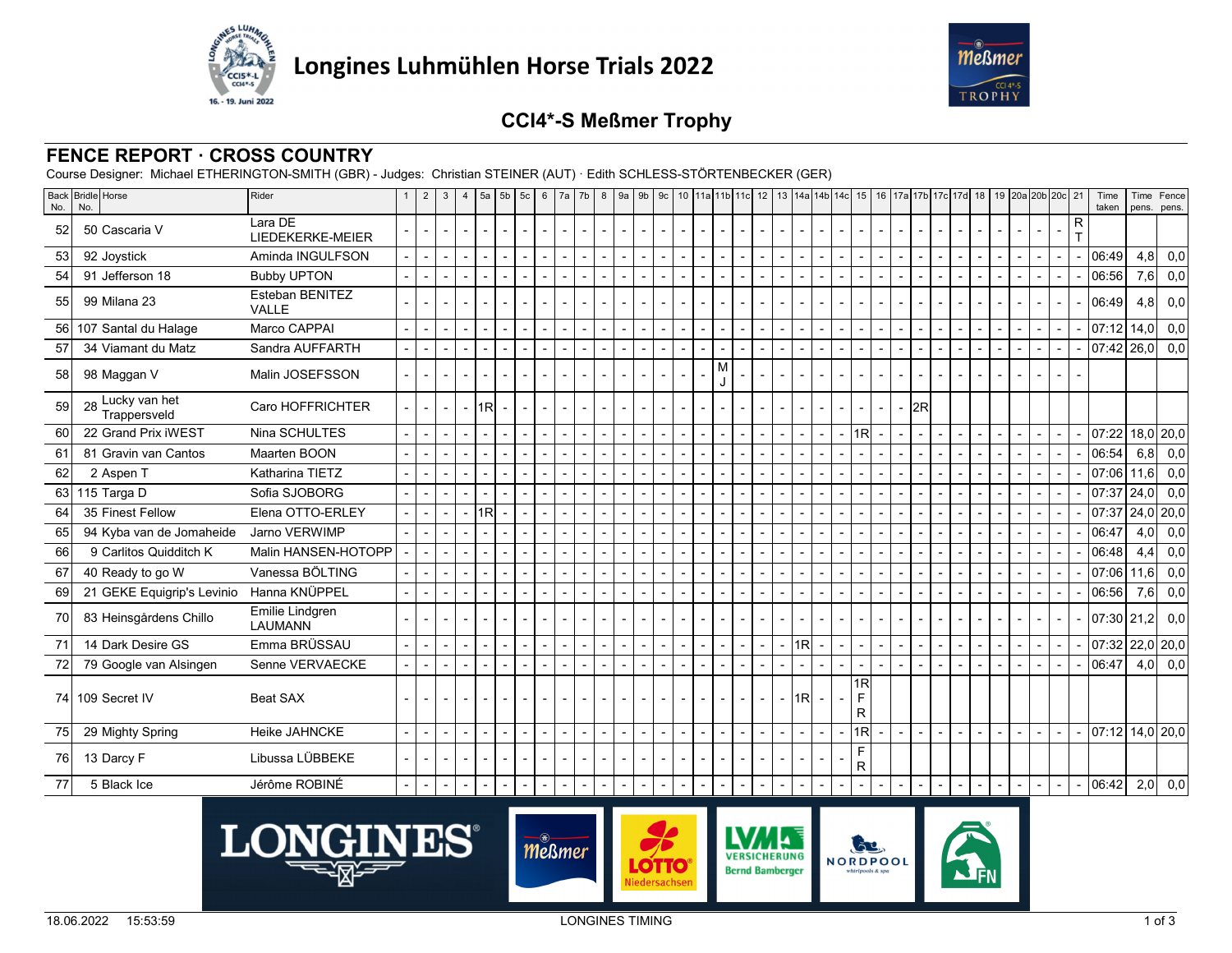# Longines Luhmühlen Horse Trials 2022

## CCI4*-S Meßmer Trophy

## FENCE REPORT · CROSS COUNTRY

Course Designer: Michael ETHERINGTON-SMITH (GBR) - Judges: Christian STEINER (AUT) · Edith SCHLESS-STÖRTENBECKER (GER)

| Back No. | Bridle No. | Horse | Rider | 1 | 2 | 3 | 4 | 5a | 5b | 5c | 6 | 7a | 7b | 8 | 9a | 9b | 9c | 10 | 11a | 11b | 11c | 12 | 13 | 14a | 14b | 14c | 15 | 16 | 17a | 17b | 17c | 17d | 18 | 19 | 20a | 20b | 20c | 21 | Time taken | Time pens. | Fence pens. |
|---|---|---|---|---|---|---|---|---|---|---|---|---|---|---|---|---|---|---|---|---|---|---|---|---|---|---|---|---|---|---|---|---|---|---|---|---|---|---|---|---|---|
| 52 | 50 | Cascaria V | Lara DE LIEDEKERKE-MEIER | - | - | - | - | - | - | - | - | - | - | - | - | - | - | - | - | - | - | - | - | - | - | - | - | - | - | - | - | - | - | - | - | - | - | R T | | | |
| 53 | 92 | Joystick | Aminda INGULFSON | - | - | - | - | - | - | - | - | - | - | - | - | - | - | - | - | - | - | - | - | - | - | - | - | - | - | - | - | - | - | - | - | - | - | - | 06:49 | 4,8 | 0,0 |
| 54 | 91 | Jefferson 18 | Bubby UPTON | - | - | - | - | - | - | - | - | - | - | - | - | - | - | - | - | - | - | - | - | - | - | - | - | - | - | - | - | - | - | - | - | - | - | - | 06:56 | 7,6 | 0,0 |
| 55 | 99 | Milana 23 | Esteban BENITEZ VALLE | - | - | - | - | - | - | - | - | - | - | - | - | - | - | - | - | - | - | - | - | - | - | - | - | - | - | - | - | - | - | - | - | - | - | - | 06:49 | 4,8 | 0,0 |
| 56 | 107 | Santal du Halage | Marco CAPPAI | - | - | - | - | - | - | - | - | - | - | - | - | - | - | - | - | - | - | - | - | - | - | - | - | - | - | - | - | - | - | - | - | - | - | - | 07:12 | 14,0 | 0,0 |
| 57 | 34 | Viamant du Matz | Sandra AUFFARTH | - | - | - | - | - | - | - | - | - | - | - | - | - | - | - | - | - | - | - | - | - | - | - | - | - | - | - | - | - | - | - | - | - | - | - | 07:42 | 26,0 | 0,0 |
| 58 | 98 | Maggan V | Malin JOSEFSSON | - | - | - | - | - | - | - | - | - | - | - | - | - | - | - | - | M J | - | - | - | - | - | - | - | - | - | - | - | - | - | - | - | - | - | - | | | |
| 59 | 28 | Lucky van het Trappersveld | Caro HOFFRICHTER | - | - | - | - | 1R | - | - | - | - | - | - | - | - | - | - | - | - | - | - | - | - | - | - | - | - | - | 2R | | | | | | | | | | | |
| 60 | 22 | Grand Prix iWEST | Nina SCHULTES | - | - | - | - | - | - | - | - | - | - | - | - | - | - | - | - | - | - | - | - | - | - | - | 1R | - | - | - | - | - | - | - | - | - | - | - | 07:22 | 18,0 | 20,0 |
| 61 | 81 | Gravin van Cantos | Maarten BOON | - | - | - | - | - | - | - | - | - | - | - | - | - | - | - | - | - | - | - | - | - | - | - | - | - | - | - | - | - | - | - | - | - | - | - | 06:54 | 6,8 | 0,0 |
| 62 | 2 | Aspen T | Katharina TIETZ | - | - | - | - | - | - | - | - | - | - | - | - | - | - | - | - | - | - | - | - | - | - | - | - | - | - | - | - | - | - | - | - | - | - | - | 07:06 | 11,6 | 0,0 |
| 63 | 115 | Targa D | Sofia SJOBORG | - | - | - | - | - | - | - | - | - | - | - | - | - | - | - | - | - | - | - | - | - | - | - | - | - | - | - | - | - | - | - | - | - | - | - | 07:37 | 24,0 | 0,0 |
| 64 | 35 | Finest Fellow | Elena OTTO-ERLEY | - | - | - | - | 1R | - | - | - | - | - | - | - | - | - | - | - | - | - | - | - | - | - | - | - | - | - | - | - | - | - | - | - | - | - | - | 07:37 | 24,0 | 20,0 |
| 65 | 94 | Kyba van de Jomaheide | Jarno VERWIMP | - | - | - | - | - | - | - | - | - | - | - | - | - | - | - | - | - | - | - | - | - | - | - | - | - | - | - | - | - | - | - | - | - | - | - | 06:47 | 4,0 | 0,0 |
| 66 | 9 | Carlitos Quidditch K | Malin HANSEN-HOTOPP | - | - | - | - | - | - | - | - | - | - | - | - | - | - | - | - | - | - | - | - | - | - | - | - | - | - | - | - | - | - | - | - | - | - | - | 06:48 | 4,4 | 0,0 |
| 67 | 40 | Ready to go W | Vanessa BÖLTING | - | - | - | - | - | - | - | - | - | - | - | - | - | - | - | - | - | - | - | - | - | - | - | - | - | - | - | - | - | - | - | - | - | - | - | 07:06 | 11,6 | 0,0 |
| 69 | 21 | GEKE Equigrip's Levinio | Hanna KNÜPPEL | - | - | - | - | - | - | - | - | - | - | - | - | - | - | - | - | - | - | - | - | - | - | - | - | - | - | - | - | - | - | - | - | - | - | - | 06:56 | 7,6 | 0,0 |
| 70 | 83 | Heinsgårdens Chillo | Emilie Lindgren LAUMANN | - | - | - | - | - | - | - | - | - | - | - | - | - | - | - | - | - | - | - | - | - | - | - | - | - | - | - | - | - | - | - | - | - | - | - | 07:30 | 21,2 | 0,0 |
| 71 | 14 | Dark Desire GS | Emma BRÜSSAU | - | - | - | - | - | - | - | - | - | - | - | - | - | - | - | - | - | - | - | - | 1R | - | - | - | - | - | - | - | - | - | - | - | - | - | - | 07:32 | 22,0 | 20,0 |
| 72 | 79 | Google van Alsingen | Senne VERVAECKE | - | - | - | - | - | - | - | - | - | - | - | - | - | - | - | - | - | - | - | - | - | - | - | - | - | - | - | - | - | - | - | - | - | - | - | 06:47 | 4,0 | 0,0 |
| 74 | 109 | Secret IV | Beat SAX | - | - | - | - | - | - | - | - | - | - | - | - | - | - | - | - | - | - | - | - | 1R | - | - | 1R F R | | | | | | | | | | | | | | |
| 75 | 29 | Mighty Spring | Heike JAHNCKE | - | - | - | - | - | - | - | - | - | - | - | - | - | - | - | - | - | - | - | - | - | - | - | 1R | - | - | - | - | - | - | - | - | - | - | - | 07:12 | 14,0 | 20,0 |
| 76 | 13 | Darcy F | Libussa LÜBBEKE | - | - | - | - | - | - | - | - | - | - | - | - | - | - | - | - | - | - | - | - | - | - | - | F R | | | | | | | | | | | | | | |
| 77 | 5 | Black Ice | Jérôme ROBINÉ | - | - | - | - | - | - | - | - | - | - | - | - | - | - | - | - | - | - | - | - | - | - | - | - | - | - | - | - | - | - | - | - | - | - | - | 06:42 | 2,0 | 0,0 |

18.06.2022 15:53:59 LONGINES TIMING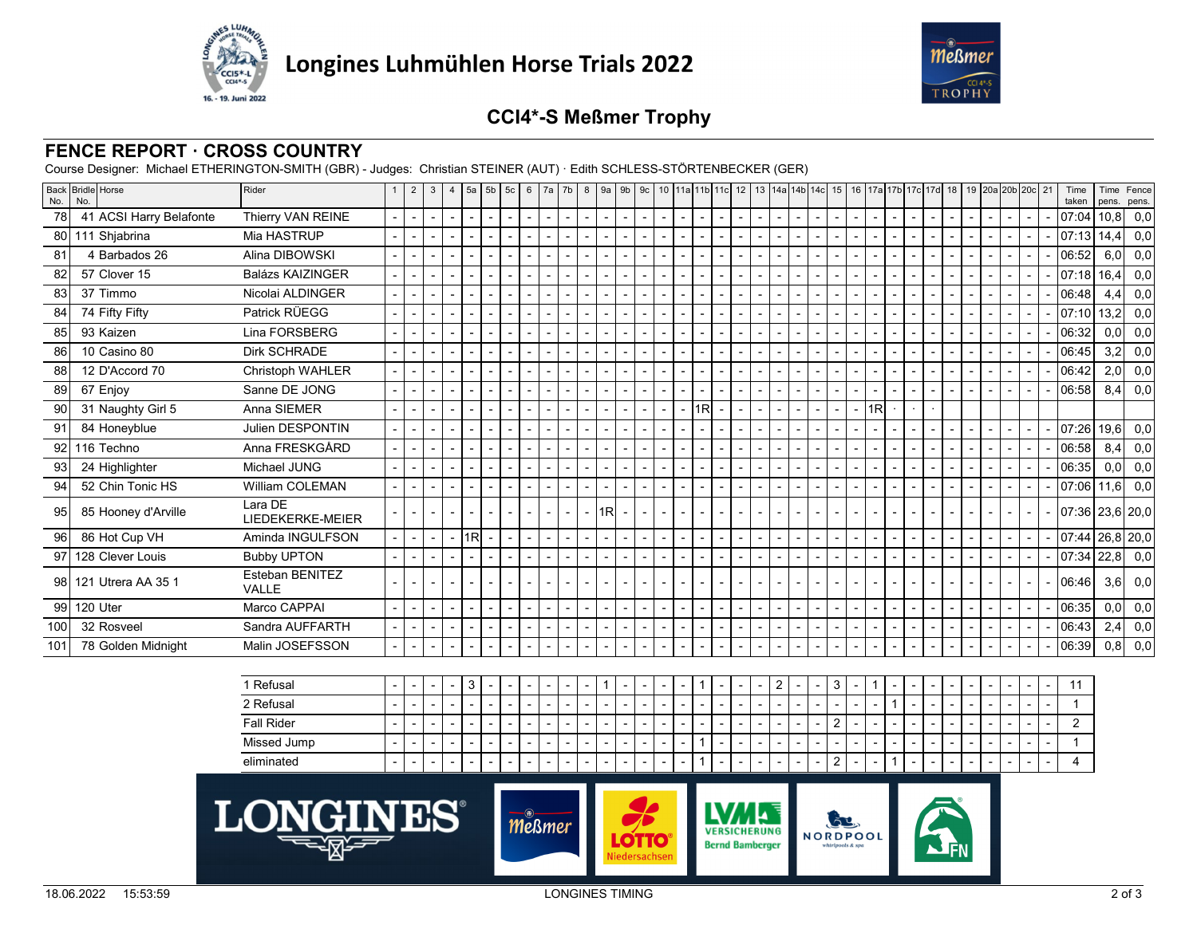# Longines Luhmühlen Horse Trials 2022

## CCI4*-S Meßmer Trophy

## FENCE REPORT · CROSS COUNTRY

Course Designer: Michael ETHERINGTON-SMITH (GBR) - Judges: Christian STEINER (AUT) · Edith SCHLESS-STÖRTENBECKER (GER)

| Back No. | Bridle No. | Horse | Rider | 1 | 2 | 3 | 4 | 5a | 5b | 5c | 6 | 7a | 7b | 8 | 9a | 9b | 9c | 10 | 11a | 11b | 11c | 12 | 13 | 14a | 14b | 14c | 15 | 16 | 17a | 17b | 17c | 17d | 18 | 19 | 20a | 20b | 20c | 21 | Time taken | Time pens. | Fence pens. |
|---|---|---|---|---|---|---|---|---|---|---|---|---|---|---|---|---|---|---|---|---|---|---|---|---|---|---|---|---|---|---|---|---|---|---|---|---|---|---|---|---|---|
| 78 | 41 | ACSI Harry Belafonte | Thierry VAN REINE | - | - | - | - | - | - | - | - | - | - | - | - | - | - | - | - | - | - | - | - | - | - | - | - | - | - | - | - | - | - | - | - | - | - | - | 07:04 | 10,8 | 0,0 |
| 80 | 111 | Shjabrina | Mia HASTRUP | - | - | - | - | - | - | - | - | - | - | - | - | - | - | - | - | - | - | - | - | - | - | - | - | - | - | - | - | - | - | - | - | - | - | - | 07:13 | 14,4 | 0,0 |
| 81 | 4 | Barbados 26 | Alina DIBOWSKI | - | - | - | - | - | - | - | - | - | - | - | - | - | - | - | - | - | - | - | - | - | - | - | - | - | - | - | - | - | - | - | - | - | - | - | 06:52 | 6,0 | 0,0 |
| 82 | 57 | Clover 15 | Balázs KAIZINGER | - | - | - | - | - | - | - | - | - | - | - | - | - | - | - | - | - | - | - | - | - | - | - | - | - | - | - | - | - | - | - | - | - | - | - | 07:18 | 16,4 | 0,0 |
| 83 | 37 | Timmo | Nicolai ALDINGER | - | - | - | - | - | - | - | - | - | - | - | - | - | - | - | - | - | - | - | - | - | - | - | - | - | - | - | - | - | - | - | - | - | - | - | 06:48 | 4,4 | 0,0 |
| 84 | 74 | Fifty Fifty | Patrick RÜEGG | - | - | - | - | - | - | - | - | - | - | - | - | - | - | - | - | - | - | - | - | - | - | - | - | - | - | - | - | - | - | - | - | - | - | - | 07:10 | 13,2 | 0,0 |
| 85 | 93 | Kaizen | Lina FORSBERG | - | - | - | - | - | - | - | - | - | - | - | - | - | - | - | - | - | - | - | - | - | - | - | - | - | - | - | - | - | - | - | - | - | - | - | 06:32 | 0,0 | 0,0 |
| 86 | 10 | Casino 80 | Dirk SCHRADE | - | - | - | - | - | - | - | - | - | - | - | - | - | - | - | - | - | - | - | - | - | - | - | - | - | - | - | - | - | - | - | - | - | - | - | 06:45 | 3,2 | 0,0 |
| 88 | 12 | D'Accord 70 | Christoph WAHLER | - | - | - | - | - | - | - | - | - | - | - | - | - | - | - | - | - | - | - | - | - | - | - | - | - | - | - | - | - | - | - | - | - | - | - | 06:42 | 2,0 | 0,0 |
| 89 | 67 | Enjoy | Sanne DE JONG | - | - | - | - | - | - | - | - | - | - | - | - | - | - | - | - | - | - | - | - | - | - | - | - | - | - | - | - | - | - | - | - | - | - | - | 06:58 | 8,4 | 0,0 |
| 90 | 31 | Naughty Girl 5 | Anna SIEMER | - | - | - | - | - | - | - | - | - | - | - | - | - | - | - | - | 1R | - | - | - | - | - | - | - | - | 1R | · | · | · | | | | | | | | | |
| 91 | 84 | Honeyblue | Julien DESPONTIN | - | - | - | - | - | - | - | - | - | - | - | - | - | - | - | - | - | - | - | - | - | - | - | - | - | - | - | - | - | - | - | - | - | - | - | 07:26 | 19,6 | 0,0 |
| 92 | 116 | Techno | Anna FRESKGÅRD | - | - | - | - | - | - | - | - | - | - | - | - | - | - | - | - | - | - | - | - | - | - | - | - | - | - | - | - | - | - | - | - | - | - | - | 06:58 | 8,4 | 0,0 |
| 93 | 24 | Highlighter | Michael JUNG | - | - | - | - | - | - | - | - | - | - | - | - | - | - | - | - | - | - | - | - | - | - | - | - | - | - | - | - | - | - | - | - | - | - | - | 06:35 | 0,0 | 0,0 |
| 94 | 52 | Chin Tonic HS | William COLEMAN | - | - | - | - | - | - | - | - | - | - | - | - | - | - | - | - | - | - | - | - | - | - | - | - | - | - | - | - | - | - | - | - | - | - | - | 07:06 | 11,6 | 0,0 |
| 95 | 85 | Hooney d'Arville | Lara DE LIEDEKERKE-MEIER | - | - | - | - | - | - | - | - | - | - | - | 1R | - | - | - | - | - | - | - | - | - | - | - | - | - | - | - | - | - | - | - | - | - | - | - | 07:36 | 23,6 | 20,0 |
| 96 | 86 | Hot Cup VH | Aminda INGULFSON | - | - | - | - | 1R | - | - | - | - | - | - | - | - | - | - | - | - | - | - | - | - | - | - | - | - | - | - | - | - | - | - | - | - | - | - | 07:44 | 26,8 | 20,0 |
| 97 | 128 | Clever Louis | Bubby UPTON | - | - | - | - | - | - | - | - | - | - | - | - | - | - | - | - | - | - | - | - | - | - | - | - | - | - | - | - | - | - | - | - | - | - | - | 07:34 | 22,8 | 0,0 |
| 98 | 121 | Utrera AA 35 1 | Esteban BENITEZ VALLE | - | - | - | - | - | - | - | - | - | - | - | - | - | - | - | - | - | - | - | - | - | - | - | - | - | - | - | - | - | - | - | - | - | - | - | 06:46 | 3,6 | 0,0 |
| 99 | 120 | Uter | Marco CAPPAI | - | - | - | - | - | - | - | - | - | - | - | - | - | - | - | - | - | - | - | - | - | - | - | - | - | - | - | - | - | - | - | - | - | - | - | 06:35 | 0,0 | 0,0 |
| 100 | 32 | Rosveel | Sandra AUFFARTH | - | - | - | - | - | - | - | - | - | - | - | - | - | - | - | - | - | - | - | - | - | - | - | - | - | - | - | - | - | - | - | - | - | - | - | 06:43 | 2,4 | 0,0 |
| 101 | 78 | Golden Midnight | Malin JOSEFSSON | - | - | - | - | - | - | - | - | - | - | - | - | - | - | - | - | - | - | - | - | - | - | - | - | - | - | - | - | - | - | - | - | - | - | - | 06:39 | 0,8 | 0,0 |

| | 1 | 2 | 3 | 4 | 5a | 5b | 5c | 6 | 7a | 7b | 8 | 9a | 9b | 9c | 10 | 11a | 11b | 11c | 12 | 13 | 14a | 14b | 14c | 15 | 16 | 17a | 17b | 17c | 17d | 18 | 19 | 20a | 20b | 20c | 21 | Total |
|---|---|---|---|---|---|---|---|---|---|---|---|---|---|---|---|---|---|---|---|---|---|---|---|---|---|---|---|---|---|---|---|---|---|---|---|---|
| 1 Refusal | - | - | - | - | 3 | - | - | - | - | - | - | 1 | - | - | - | - | 1 | - | - | - | 2 | - | - | 3 | - | 1 | - | - | - | - | - | - | - | - | - | 11 |
| 2 Refusal | - | - | - | - | - | - | - | - | - | - | - | - | - | - | - | - | - | - | - | - | - | - | - | - | - | - | 1 | - | - | - | - | - | - | - | - | 1 |
| Fall Rider | - | - | - | - | - | - | - | - | - | - | - | - | - | - | - | - | - | - | - | - | - | - | - | 2 | - | - | - | - | - | - | - | - | - | - | - | 2 |
| Missed Jump | - | - | - | - | - | - | - | - | - | - | - | - | - | - | - | - | 1 | - | - | - | - | - | - | - | - | - | - | - | - | - | - | - | - | - | - | 1 |
| eliminated | - | - | - | - | - | - | - | - | - | - | - | - | - | - | - | - | 1 | - | - | - | - | - | - | 2 | - | - | 1 | - | - | - | - | - | - | - | - | 4 |

18.06.2022 15:53:59 LONGINES TIMING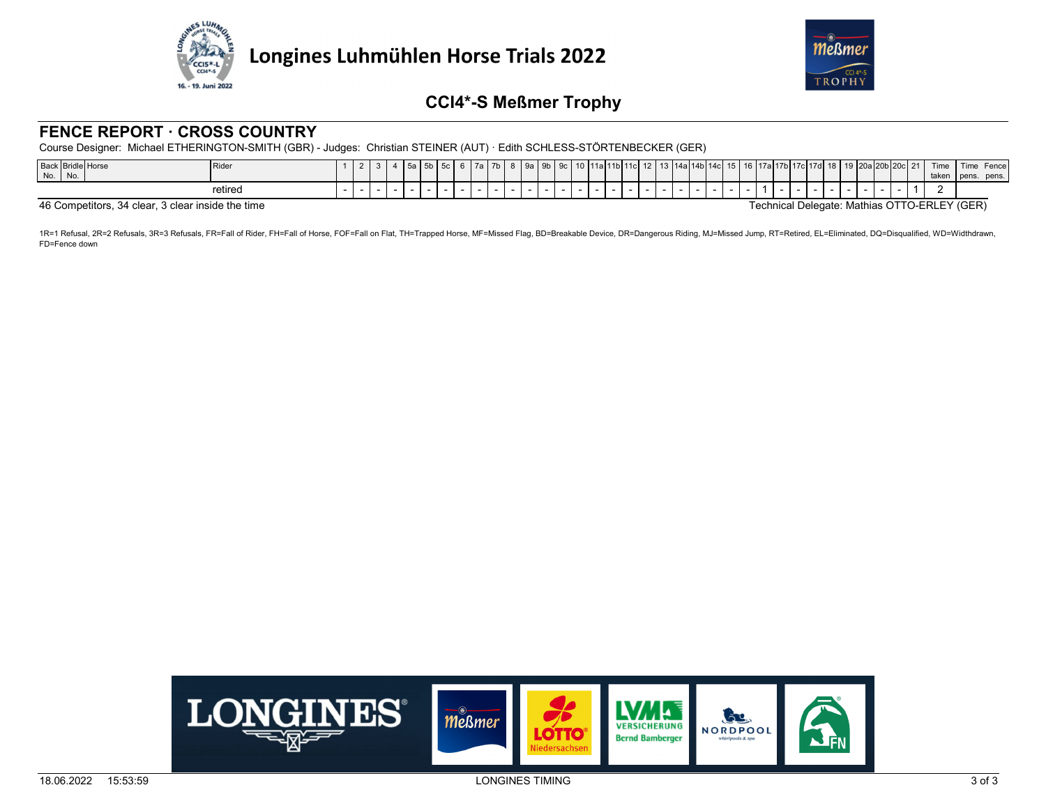# Longines Luhmühlen Horse Trials 2022

## CCI4*-S Meßmer Trophy

### FENCE REPORT · CROSS COUNTRY

Course Designer: Michael ETHERINGTON-SMITH (GBR) - Judges: Christian STEINER (AUT) · Edith SCHLESS-STÖRTENBECKER (GER)

| Back No. | Bridle No. | Horse | Rider | 1 | 2 | 3 | 4 | 5a | 5b | 5c | 6 | 7a | 7b | 8 | 9a | 9b | 9c | 10 | 11a | 11b | 11c | 12 | 13 | 14a | 14b | 14c | 15 | 16 | 17a | 17b | 17c | 17d | 18 | 19 | 20a | 20b | 20c | 21 | Time taken | Time pens. | Fence pens. |
|---|---|---|---|---|---|---|---|---|---|---|---|---|---|---|---|---|---|---|---|---|---|---|---|---|---|---|---|---|---|---|---|---|---|---|---|---|---|---|---|---|---|
| | | | retired | - | - | - | - | - | - | - | - | - | - | - | - | - | - | - | - | - | - | - | - | - | - | - | - | - | 1 | - | - | - | - | - | - | - | - | 1 | 2 | | |

46 Competitors, 34 clear, 3 clear inside the time

Technical Delegate: Mathias OTTO-ERLEY (GER)

1R=1 Refusal, 2R=2 Refusals, 3R=3 Refusals, FR=Fall of Rider, FH=Fall of Horse, FOF=Fall on Flat, TH=Trapped Horse, MF=Missed Flag, BD=Breakable Device, DR=Dangerous Riding, MJ=Missed Jump, RT=Retired, EL=Eliminated, DQ=Disqualified, WD=Widthdrawn, FD=Fence down

18.06.2022 15:53:59

LONGINES TIMING